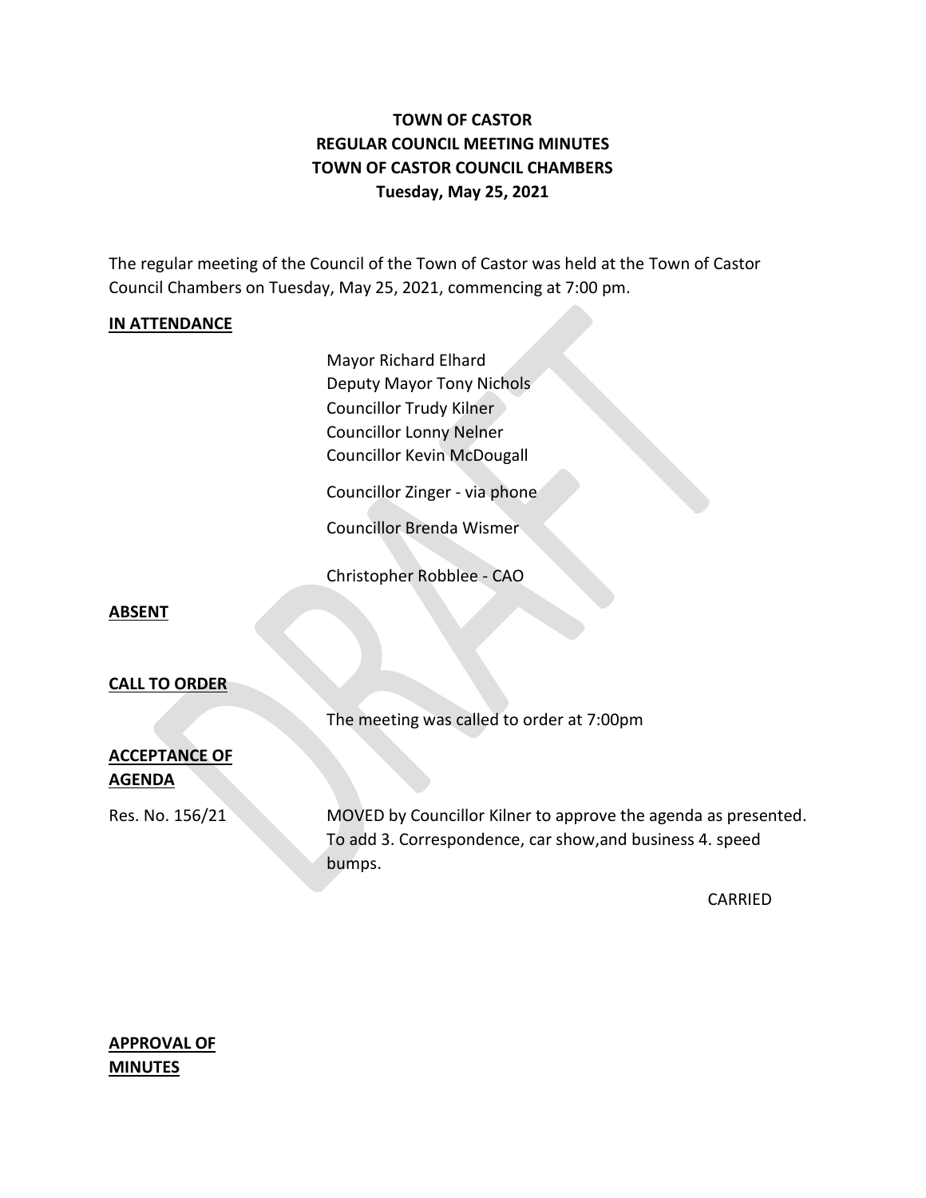# TOWN OF CASTOR
# REGULAR COUNCIL MEETING MINUTES
# TOWN OF CASTOR COUNCIL CHAMBERS
# Tuesday, May 25, 2021

The regular meeting of the Council of the Town of Castor was held at the Town of Castor Council Chambers on Tuesday, May 25, 2021, commencing at 7:00 pm.

**IN ATTENDANCE**

Mayor Richard Elhard
Deputy Mayor Tony Nichols
Councillor Trudy Kilner
Councillor Lonny Nelner
Councillor Kevin McDougall

Councillor Zinger - via phone

Councillor Brenda Wismer

Christopher Robblee - CAO

**ABSENT**

**CALL TO ORDER**

The meeting was called to order at 7:00pm

**ACCEPTANCE OF AGENDA**

Res. No. 156/21

MOVED by Councillor Kilner to approve the agenda as presented. To add 3. Correspondence, car show,and business 4. speed bumps.

CARRIED

**APPROVAL OF MINUTES**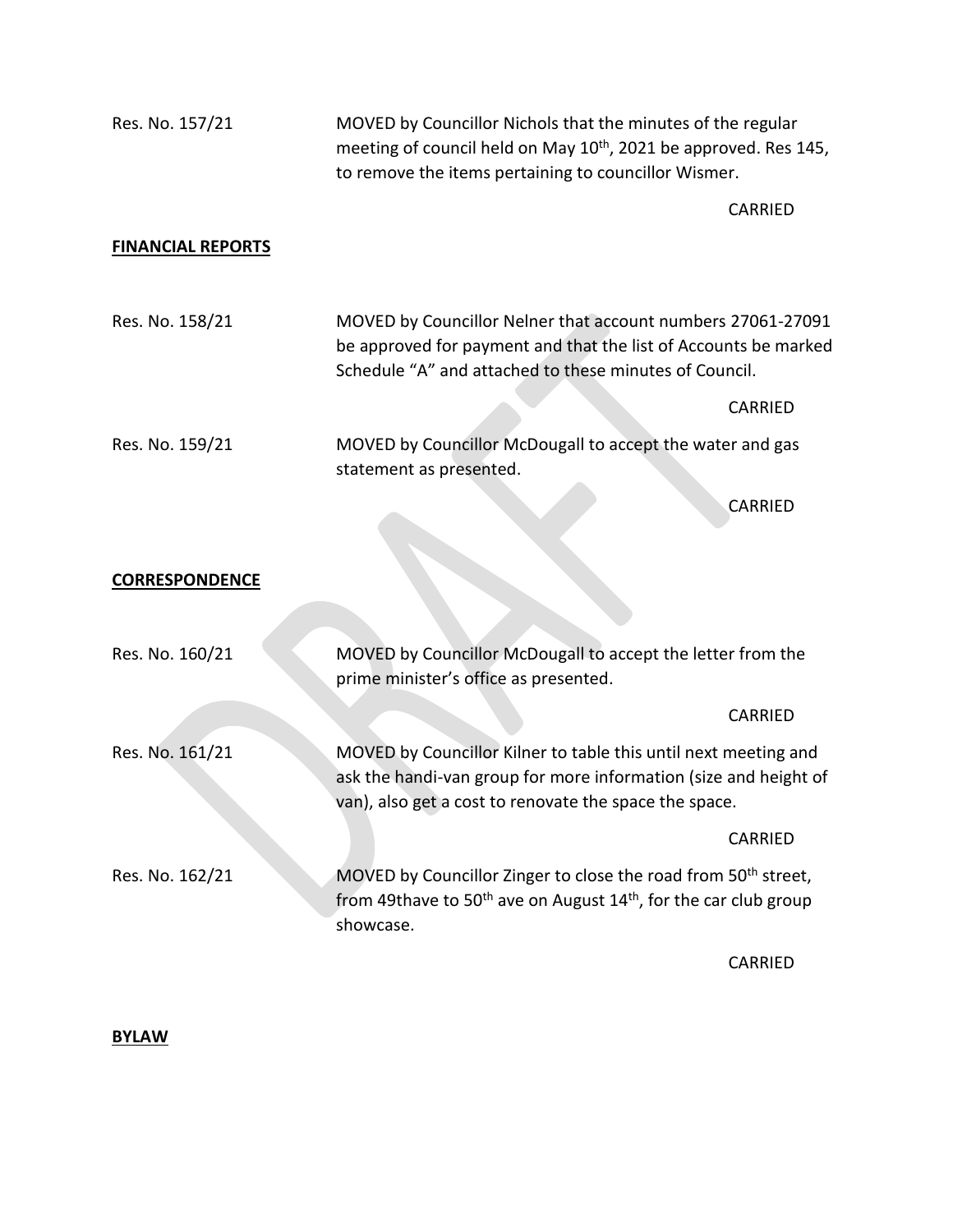Res. No. 157/21 MOVED by Councillor Nichols that the minutes of the regular meeting of council held on May 10th, 2021 be approved. Res 145, to remove the items pertaining to councillor Wismer.

CARRIED

**FINANCIAL REPORTS**

Res. No. 158/21 MOVED by Councillor Nelner that account numbers 27061-27091 be approved for payment and that the list of Accounts be marked Schedule "A" and attached to these minutes of Council.

CARRIED

Res. No. 159/21 MOVED by Councillor McDougall to accept the water and gas statement as presented.

CARRIED

**CORRESPONDENCE**

Res. No. 160/21 MOVED by Councillor McDougall to accept the letter from the prime minister's office as presented.

CARRIED

Res. No. 161/21 MOVED by Councillor Kilner to table this until next meeting and ask the handi-van group for more information (size and height of van), also get a cost to renovate the space the space.

CARRIED

Res. No. 162/21 MOVED by Councillor Zinger to close the road from 50th street, from 49thave to 50th ave on August 14th, for the car club group showcase.

CARRIED

**BYLAW**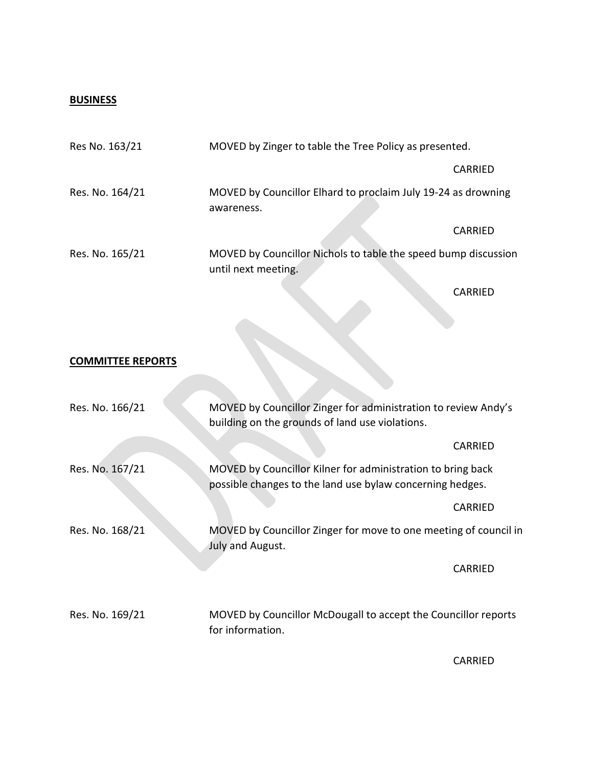**BUSINESS**

Res No. 163/21 MOVED by Zinger to table the Tree Policy as presented.

CARRIED

Res. No. 164/21 MOVED by Councillor Elhard to proclaim July 19-24 as drowning awareness.

CARRIED

Res. No. 165/21 MOVED by Councillor Nichols to table the speed bump discussion until next meeting.

CARRIED

**COMMITTEE REPORTS**

Res. No. 166/21 MOVED by Councillor Zinger for administration to review Andy's building on the grounds of land use violations.

CARRIED

Res. No. 167/21 MOVED by Councillor Kilner for administration to bring back possible changes to the land use bylaw concerning hedges.

CARRIED

Res. No. 168/21 MOVED by Councillor Zinger for move to one meeting of council in July and August.

CARRIED

Res. No. 169/21 MOVED by Councillor McDougall to accept the Councillor reports for information.

CARRIED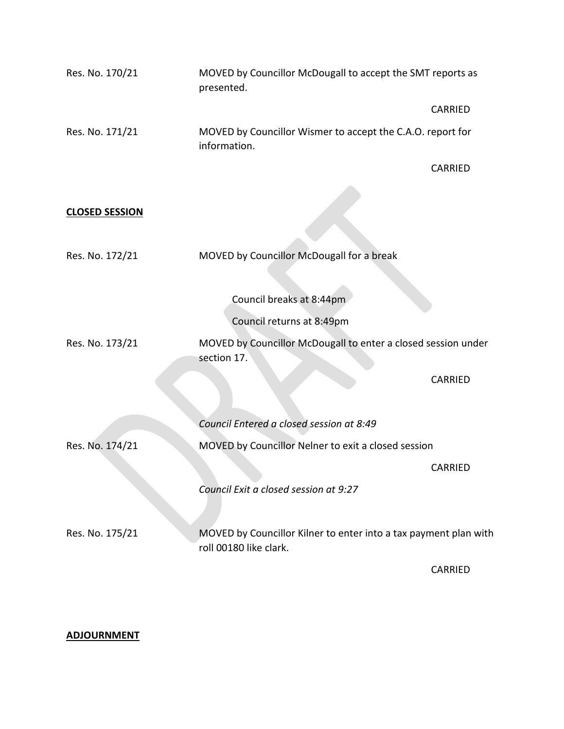Res. No. 170/21 MOVED by Councillor McDougall to accept the SMT reports as presented.

CARRIED

Res. No. 171/21 MOVED by Councillor Wismer to accept the C.A.O. report for information.

CARRIED

**CLOSED SESSION**

Res. No. 172/21 MOVED by Councillor McDougall for a break

Council breaks at 8:44pm

Council returns at 8:49pm

Res. No. 173/21 MOVED by Councillor McDougall to enter a closed session under section 17.

CARRIED

*Council Entered a closed session at 8:49*

Res. No. 174/21 MOVED by Councillor Nelner to exit a closed session

CARRIED

*Council Exit a closed session at 9:27*

Res. No. 175/21 MOVED by Councillor Kilner to enter into a tax payment plan with roll 00180 like clark.

CARRIED

**ADJOURNMENT**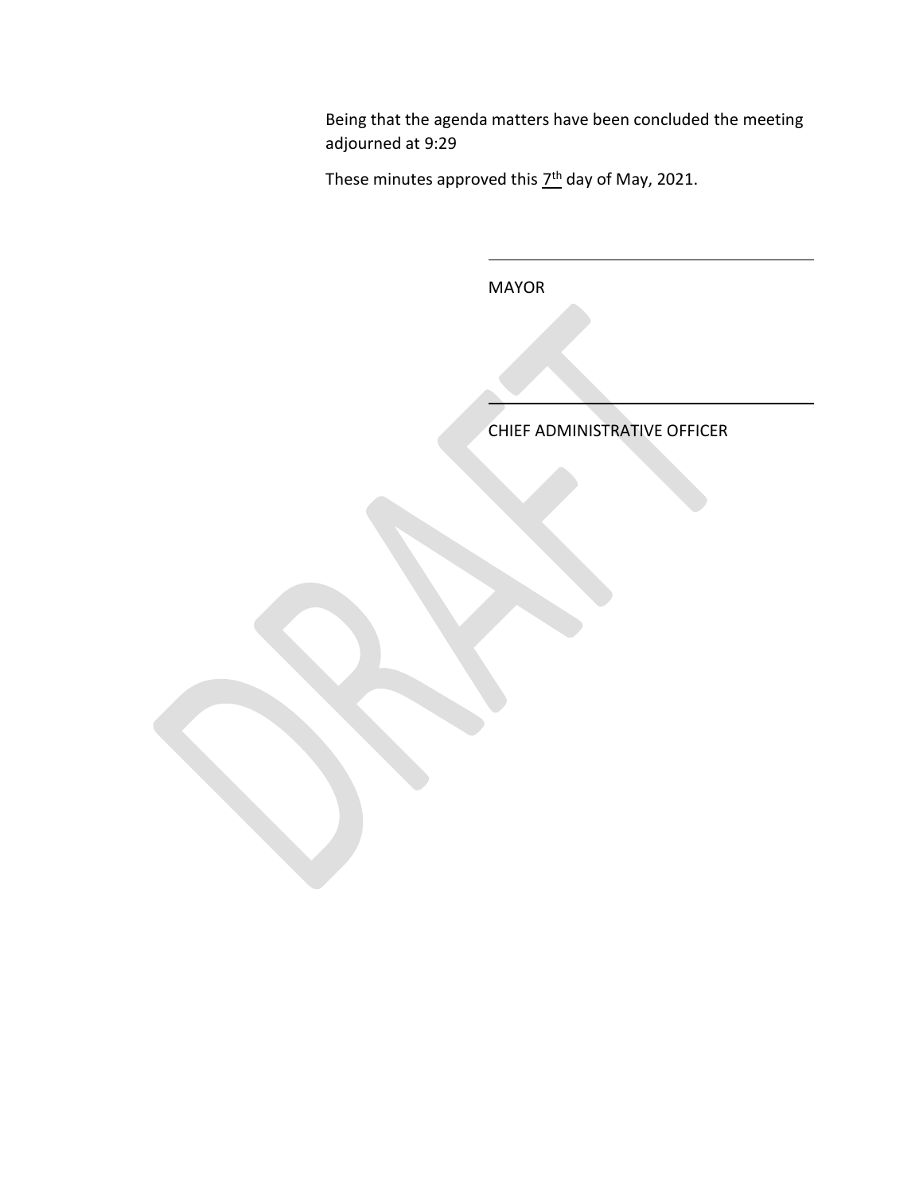Being that the agenda matters have been concluded the meeting adjourned at 9:29

These minutes approved this 7th day of May, 2021.

\_\_\_\_\_\_\_\_\_\_\_\_\_\_\_\_\_\_\_\_\_\_\_\_\_\_\_\_\_\_\_\_\_\_\_\_

MAYOR

\_\_\_\_\_\_\_\_\_\_\_\_\_\_\_\_\_\_\_\_\_\_\_\_\_\_\_\_\_\_\_\_\_\_\_\_

CHIEF ADMINISTRATIVE OFFICER

DRAFT